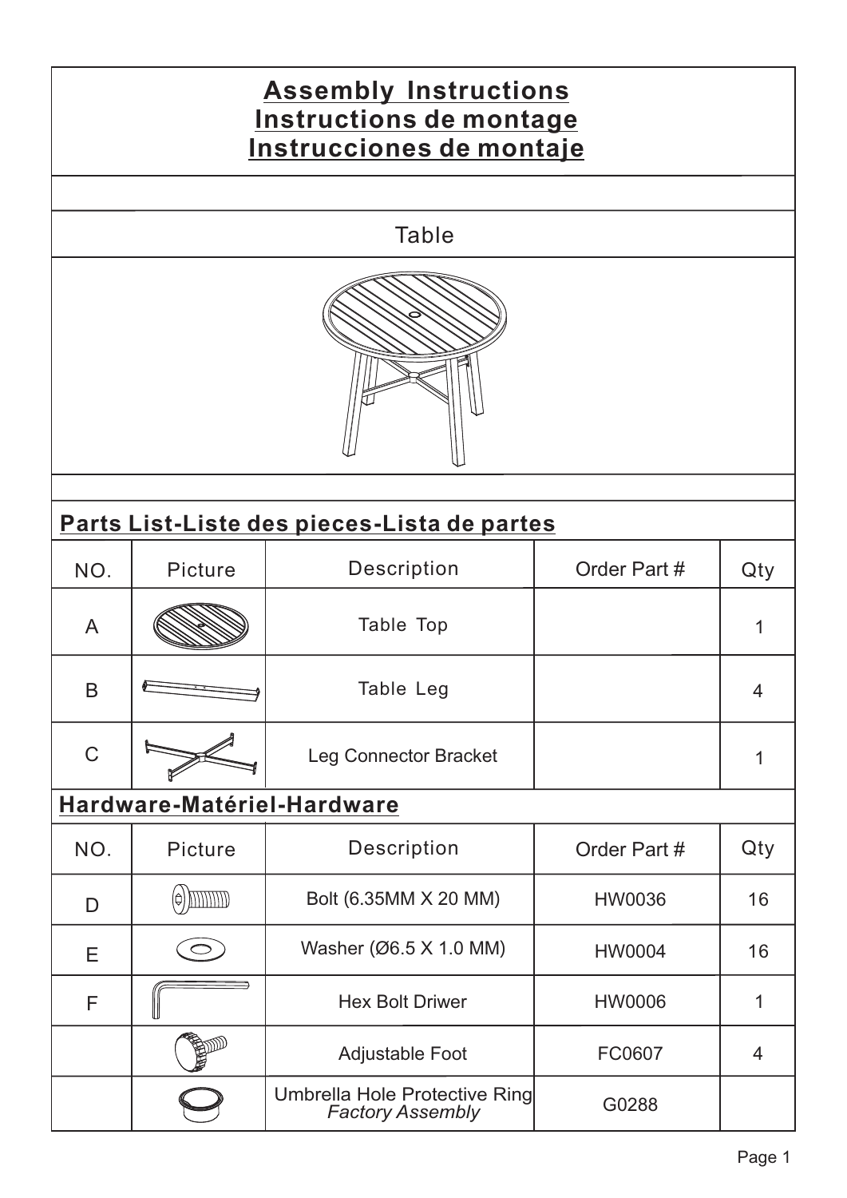# Assembly Instructions
# Instructions de montage
# Instrucciones de montaje

Table

## Parts List-Liste des pieces-Lista de partes

| NO. | Picture | Description | Order Part # | Qty |
|---|---|---|---|---|
| A | | Table Top | | 1 |
| B | | Table Leg | | 4 |
| C | | Leg Connector Bracket | | 1 |

## Hardware-Matériel-Hardware

| NO. | Picture | Description | Order Part # | Qty |
|---|---|---|---|---|
| D | | Bolt (6.35MM X 20 MM) | HW0036 | 16 |
| E | | Washer (Ø6.5 X 1.0 MM) | HW0004 | 16 |
| F | | Hex Bolt Driwer | HW0006 | 1 |
| | | Adjustable Foot | FC0607 | 4 |
| | | Umbrella Hole Protective Ring *Factory Assembly* | G0288 | |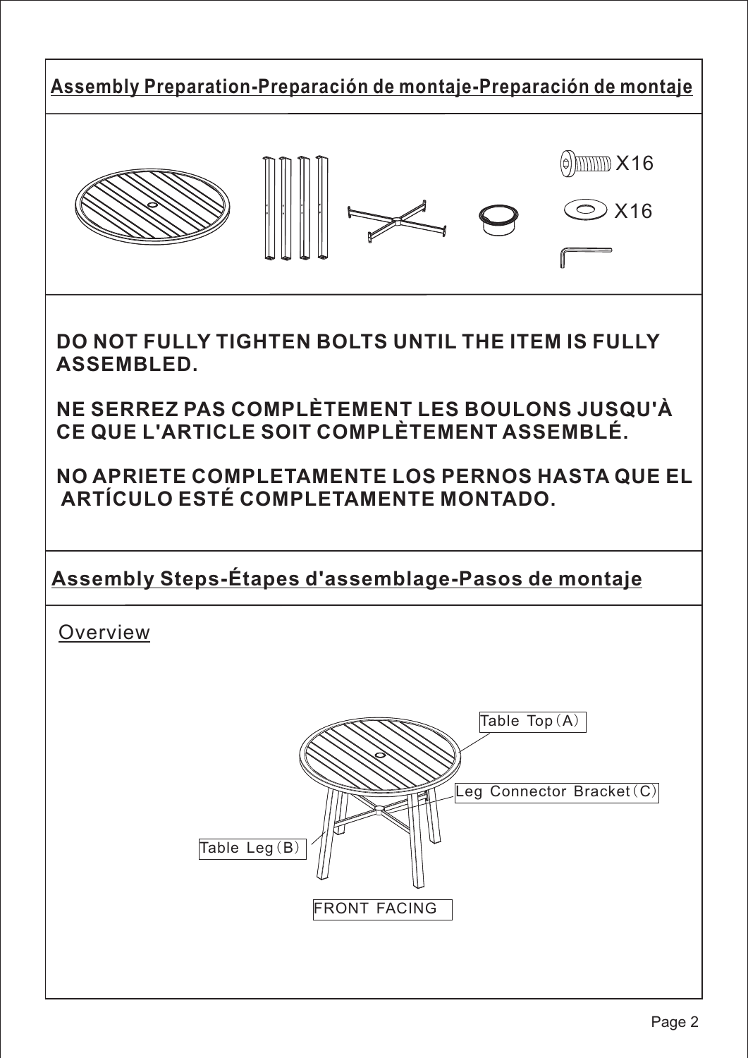## Assembly Preparation-Preparación de montaje-Preparación de montaje

X16

X16

**DO NOT FULLY TIGHTEN BOLTS UNTIL THE ITEM IS FULLY ASSEMBLED.**

**NE SERREZ PAS COMPLÈTEMENT LES BOULONS JUSQU'À CE QUE L'ARTICLE SOIT COMPLÈTEMENT ASSEMBLÉ.**

**NO APRIETE COMPLETAMENTE LOS PERNOS HASTA QUE EL ARTÍCULO ESTÉ COMPLETAMENTE MONTADO.**

## Assembly Steps-Étapes d'assemblage-Pasos de montaje

Overview

Table Top（A）

Leg Connector Bracket（C）

Table Leg（B）

FRONT FACING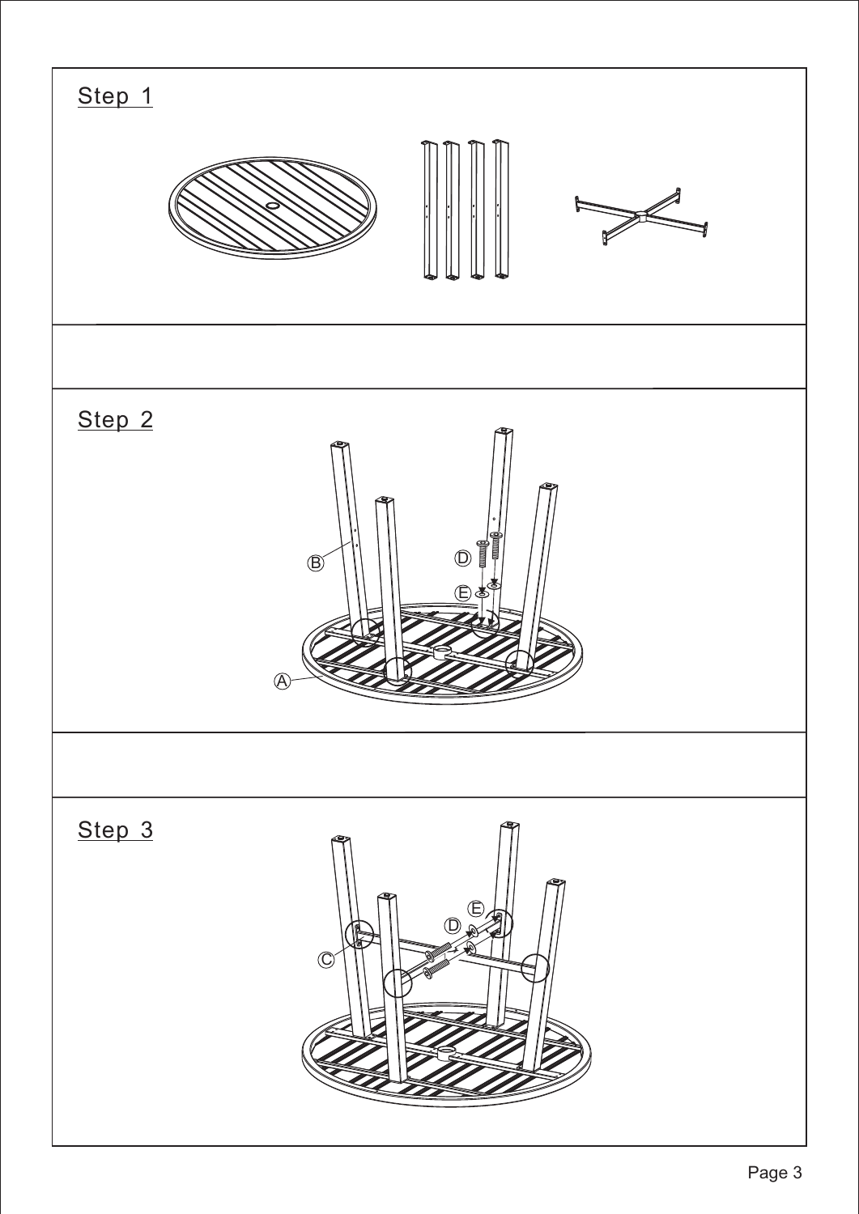## Step 1

## Step 2

B

D

E

A

## Step 3

E

D

C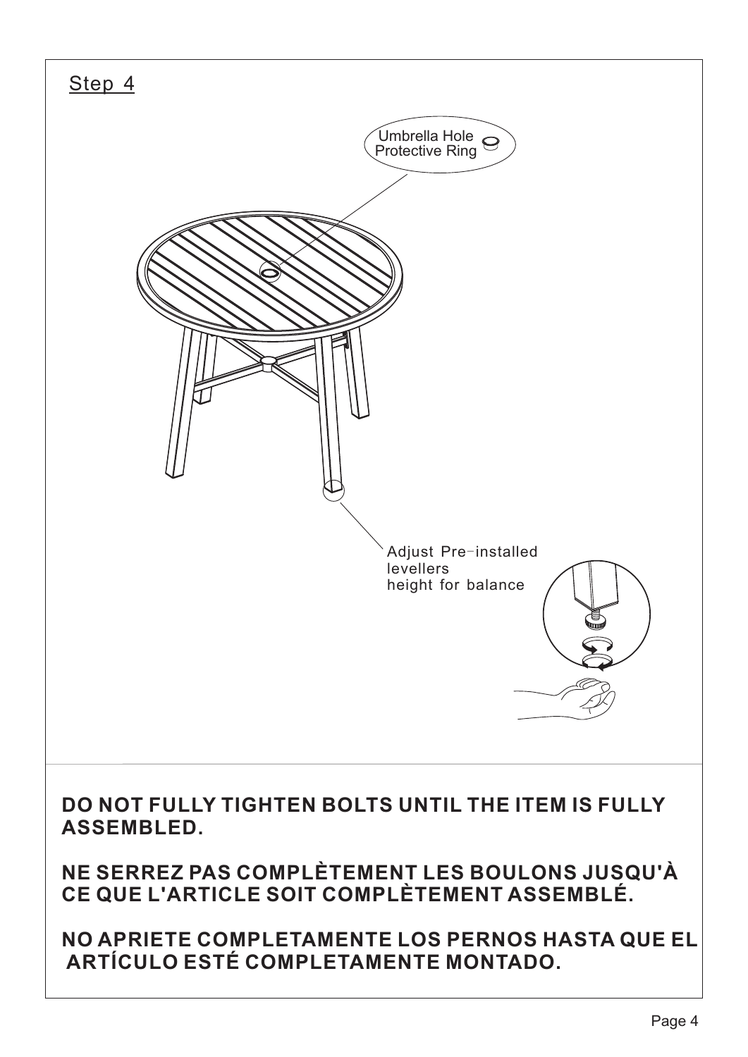## Step 4

Umbrella Hole Protective Ring

Adjust Pre-installed levellers height for balance

**DO NOT FULLY TIGHTEN BOLTS UNTIL THE ITEM IS FULLY ASSEMBLED.**

**NE SERREZ PAS COMPLÈTEMENT LES BOULONS JUSQU'À CE QUE L'ARTICLE SOIT COMPLÈTEMENT ASSEMBLÉ.**

**NO APRIETE COMPLETAMENTE LOS PERNOS HASTA QUE EL ARTÍCULO ESTÉ COMPLETAMENTE MONTADO.**